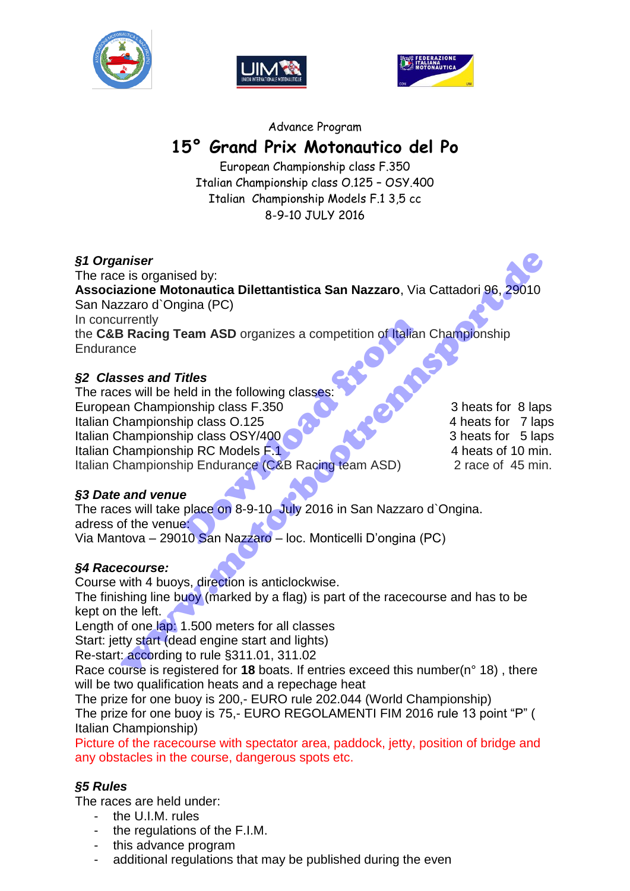Advance Program

# 15° Grand Prix Motonautico del Po

European Championship class F.350
Italian Championship class O.125 – OSY.400
Italian Championship Models F.1 3,5 cc
8-9-10 JULY 2016

### *§1 Organiser*

The race is organised by:
**Associazione Motonautica Dilettantistica San Nazzaro**, Via Cattadori 96, 29010 San Nazzaro d`Ongina (PC)
In concurrently
the **C&B Racing Team ASD** organizes a competition of Italian Championship Endurance

### *§2 Classes and Titles*

The races will be held in the following classes:

| | |
|---|---|
| European Championship class F.350 | 3 heats for 8 laps |
| Italian Championship class O.125 | 4 heats for 7 laps |
| Italian Championship class OSY/400 | 3 heats for 5 laps |
| Italian Championship RC Models F.1 | 4 heats of 10 min. |
| Italian Championship Endurance (C&B Racing team ASD) | 2 race of 45 min. |

### *§3 Date and venue*

The races will take place on 8-9-10 July 2016 in San Nazzaro d`Ongina.
adress of the venue:
Via Mantova – 29010 San Nazzaro – loc. Monticelli D'ongina (PC)

### *§4 Racecourse:*

Course with 4 buoys, direction is anticlockwise.
The finishing line buoy (marked by a flag) is part of the racecourse and has to be kept on the left.
Length of one lap: 1.500 meters for all classes
Start: jetty start (dead engine start and lights)
Re-start: according to rule §311.01, 311.02
Race course is registered for **18** boats. If entries exceed this number(n° 18) , there will be two qualification heats and a repechage heat
The prize for one buoy is 200,- EURO rule 202.044 (World Championship)
The prize for one buoy is 75,- EURO REGOLAMENTI FIM 2016 rule 13 point "P" ( Italian Championship)
Picture of the racecourse with spectator area, paddock, jetty, position of bridge and any obstacles in the course, dangerous spots etc.

### *§5 Rules*

The races are held under:

- the U.I.M. rules
- the regulations of the F.I.M.
- this advance program
- additional regulations that may be published during the even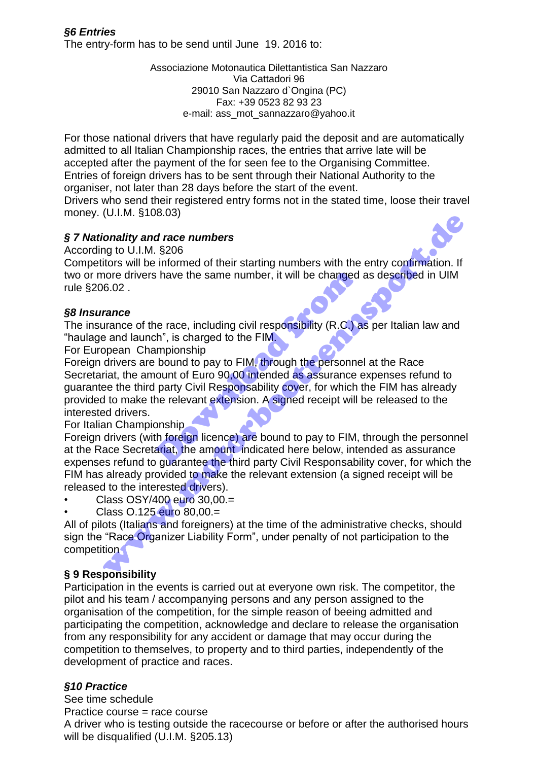### *§6 Entries*

The entry-form has to be send until June 19. 2016 to:

Associazione Motonautica Dilettantistica San Nazzaro
Via Cattadori 96
29010 San Nazzaro d`Ongina (PC)
Fax: +39 0523 82 93 23
e-mail: ass_mot_sannazzaro@yahoo.it

For those national drivers that have regularly paid the deposit and are automatically admitted to all Italian Championship races, the entries that arrive late will be accepted after the payment of the for seen fee to the Organising Committee.
Entries of foreign drivers has to be sent through their National Authority to the organiser, not later than 28 days before the start of the event.
Drivers who send their registered entry forms not in the stated time, loose their travel money. (U.I.M. §108.03)

### *§ 7 Nationality and race numbers*

According to U.I.M. §206
Competitors will be informed of their starting numbers with the entry confirmation. If two or more drivers have the same number, it will be changed as described in UIM rule §206.02 .

### *§8 Insurance*

The insurance of the race, including civil responsibility (R.C.) as per Italian law and "haulage and launch", is charged to the FIM.
For European Championship
Foreign drivers are bound to pay to FIM, through the personnel at the Race Secretariat, the amount of Euro 90,00 intended as assurance expenses refund to guarantee the third party Civil Responsability cover, for which the FIM has already provided to make the relevant extension. A signed receipt will be released to the interested drivers.
For Italian Championship
Foreign drivers (with foreign licence) are bound to pay to FIM, through the personnel at the Race Secretariat, the amount indicated here below, intended as assurance expenses refund to guarantee the third party Civil Responsability cover, for which the FIM has already provided to make the relevant extension (a signed receipt will be released to the interested drivers).

- Class OSY/400 euro 30,00.=
- Class O.125 euro 80,00.=

All of pilots (Italians and foreigners) at the time of the administrative checks, should sign the "Race Organizer Liability Form", under penalty of not participation to the competition.

### **§ 9 Responsibility**

Participation in the events is carried out at everyone own risk. The competitor, the pilot and his team / accompanying persons and any person assigned to the organisation of the competition, for the simple reason of beeing admitted and participating the competition, acknowledge and declare to release the organisation from any responsibility for any accident or damage that may occur during the competition to themselves, to property and to third parties, independently of the development of practice and races.

### *§10 Practice*

See time schedule
Practice course = race course
A driver who is testing outside the racecourse or before or after the authorised hours will be disqualified (U.I.M. §205.13)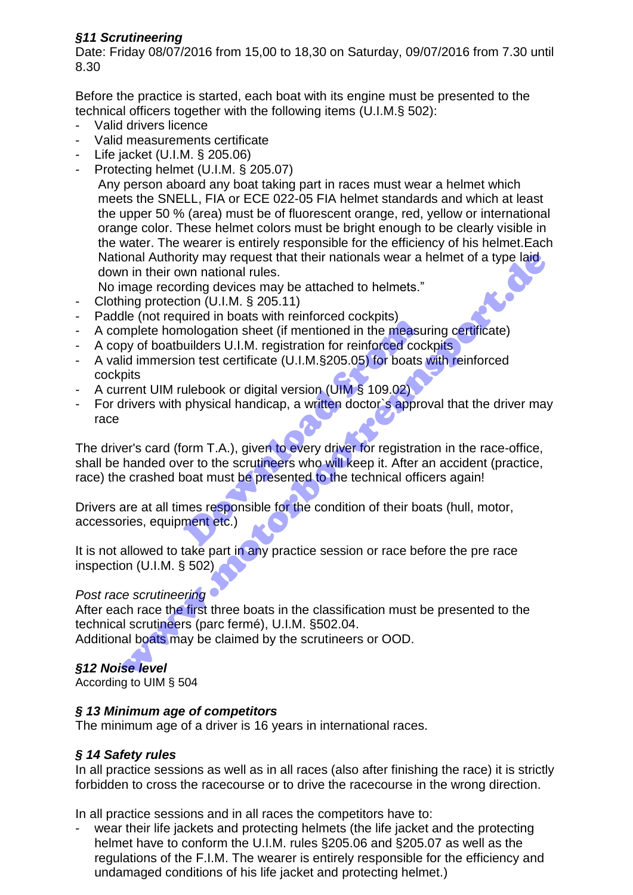### *§11 Scrutineering*

Date: Friday 08/07/2016 from 15,00 to 18,30 on Saturday, 09/07/2016 from 7.30 until 8.30

Before the practice is started, each boat with its engine must be presented to the technical officers together with the following items (U.I.M.§ 502):

- Valid drivers licence
- Valid measurements certificate
- Life jacket (U.I.M. § 205.06)
- Protecting helmet (U.I.M. § 205.07)
  Any person aboard any boat taking part in races must wear a helmet which meets the SNELL, FIA or ECE 022-05 FIA helmet standards and which at least the upper 50 % (area) must be of fluorescent orange, red, yellow or international orange color. These helmet colors must be bright enough to be clearly visible in the water. The wearer is entirely responsible for the efficiency of his helmet.Each National Authority may request that their nationals wear a helmet of a type laid down in their own national rules.
  No image recording devices may be attached to helmets."
- Clothing protection (U.I.M. § 205.11)
- Paddle (not required in boats with reinforced cockpits)
- A complete homologation sheet (if mentioned in the measuring certificate)
- A copy of boatbuilders U.I.M. registration for reinforced cockpits
- A valid immersion test certificate (U.I.M.§205.05) for boats with reinforced cockpits
- A current UIM rulebook or digital version (UIM § 109.02)
- For drivers with physical handicap, a written doctor`s approval that the driver may race

The driver's card (form T.A.), given to every driver for registration in the race-office, shall be handed over to the scrutineers who will keep it. After an accident (practice, race) the crashed boat must be presented to the technical officers again!

Drivers are at all times responsible for the condition of their boats (hull, motor, accessories, equipment etc.)

It is not allowed to take part in any practice session or race before the pre race inspection (U.I.M. § 502)

*Post race scrutineering*

After each race the first three boats in the classification must be presented to the technical scrutineers (parc fermé), U.I.M. §502.04.
Additional boats may be claimed by the scrutineers or OOD.

### *§12 Noise level*

According to UIM § 504

### *§ 13 Minimum age of competitors*

The minimum age of a driver is 16 years in international races.

### *§ 14 Safety rules*

In all practice sessions as well as in all races (also after finishing the race) it is strictly forbidden to cross the racecourse or to drive the racecourse in the wrong direction.

In all practice sessions and in all races the competitors have to:

- wear their life jackets and protecting helmets (the life jacket and the protecting helmet have to conform the U.I.M. rules §205.06 and §205.07 as well as the regulations of the F.I.M. The wearer is entirely responsible for the efficiency and undamaged conditions of his life jacket and protecting helmet.)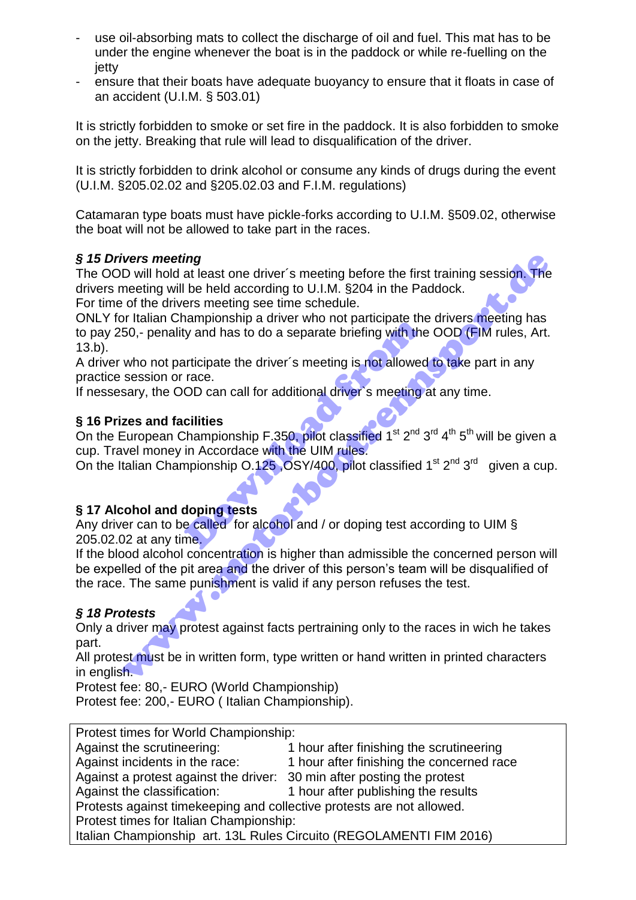- use oil-absorbing mats to collect the discharge of oil and fuel. This mat has to be under the engine whenever the boat is in the paddock or while re-fuelling on the jetty
- ensure that their boats have adequate buoyancy to ensure that it floats in case of an accident (U.I.M. § 503.01)

It is strictly forbidden to smoke or set fire in the paddock. It is also forbidden to smoke on the jetty. Breaking that rule will lead to disqualification of the driver.

It is strictly forbidden to drink alcohol or consume any kinds of drugs during the event (U.I.M. §205.02.02 and §205.02.03 and F.I.M. regulations)

Catamaran type boats must have pickle-forks according to U.I.M. §509.02, otherwise the boat will not be allowed to take part in the races.

### *§ 15 Drivers meeting*

The OOD will hold at least one driver´s meeting before the first training session. The drivers meeting will be held according to U.I.M. §204 in the Paddock.
For time of the drivers meeting see time schedule.
ONLY for Italian Championship a driver who not participate the drivers meeting has to pay 250,- penality and has to do a separate briefing with the OOD (FIM rules, Art. 13.b).
A driver who not participate the driver´s meeting is not allowed to take part in any practice session or race.
If nessesary, the OOD can call for additional driver`s meeting at any time.

### § 16 Prizes and facilities

On the European Championship F.350, pilot classified 1st 2nd 3rd 4th 5th will be given a cup. Travel money in Accordace with the UIM rules.
On the Italian Championship O.125 ,OSY/400, pilot classified 1st 2nd 3rd given a cup.

### § 17 Alcohol and doping tests

Any driver can to be called for alcohol and / or doping test according to UIM § 205.02.02 at any time.
If the blood alcohol concentration is higher than admissible the concerned person will be expelled of the pit area and the driver of this person's team will be disqualified of the race. The same punishment is valid if any person refuses the test.

### *§ 18 Protests*

Only a driver may protest against facts pertraining only to the races in wich he takes part.
All protest must be in written form, type written or hand written in printed characters in english.
Protest fee: 80,- EURO (World Championship)
Protest fee: 200,- EURO ( Italian Championship).

| Protest times for World Championship: | |
|---|---|
| Against the scrutineering: | 1 hour after finishing the scrutineering |
| Against incidents in the race: | 1 hour after finishing the concerned race |
| Against a protest against the driver: | 30 min after posting the protest |
| Against the classification: | 1 hour after publishing the results |
| Protests against timekeeping and collective protests are not allowed. | |
| Protest times for Italian Championship: | |
| Italian Championship art. 13L Rules Circuito (REGOLAMENTI FIM 2016) | |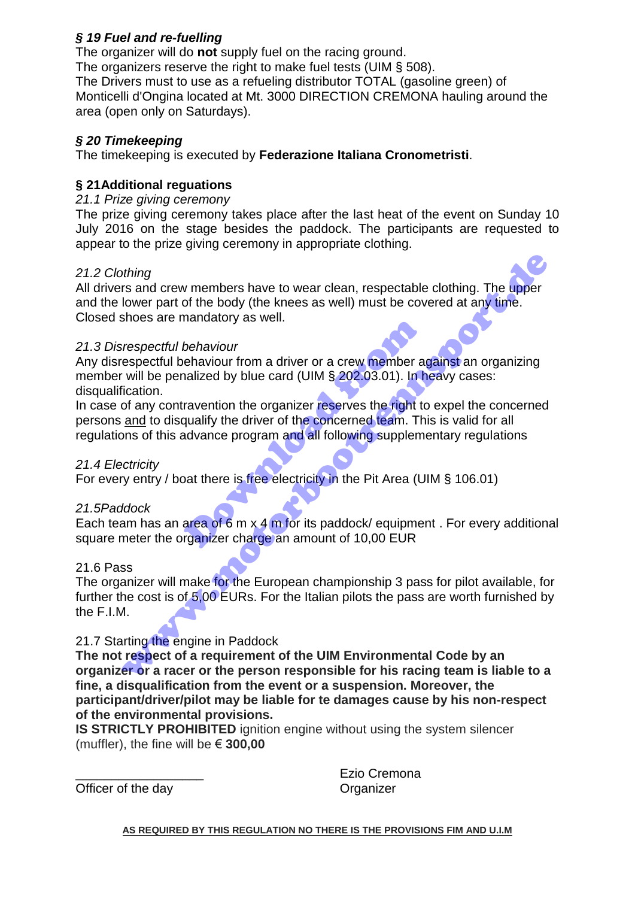### *§ 19 Fuel and re-fuelling*

The organizer will do **not** supply fuel on the racing ground.
The organizers reserve the right to make fuel tests (UIM § 508).
The Drivers must to use as a refueling distributor TOTAL (gasoline green) of Monticelli d'Ongina located at Mt. 3000 DIRECTION CREMONA hauling around the area (open only on Saturdays).

### *§ 20 Timekeeping*

The timekeeping is executed by **Federazione Italiana Cronometristi**.

### § 21Additional reguations

*21.1 Prize giving ceremony*

The prize giving ceremony takes place after the last heat of the event on Sunday 10 July 2016 on the stage besides the paddock. The participants are requested to appear to the prize giving ceremony in appropriate clothing.

*21.2 Clothing*

All drivers and crew members have to wear clean, respectable clothing. The upper and the lower part of the body (the knees as well) must be covered at any time. Closed shoes are mandatory as well.

*21.3 Disrespectful behaviour*

Any disrespectful behaviour from a driver or a crew member against an organizing member will be penalized by blue card (UIM § 202.03.01). In heavy cases: disqualification.
In case of any contravention the organizer reserves the right to expel the concerned persons <u>and</u> to disqualify the driver of the concerned team. This is valid for all regulations of this advance program and all following supplementary regulations

*21.4 Electricity*

For every entry / boat there is free electricity in the Pit Area (UIM § 106.01)

*21.5Paddock*

Each team has an area of 6 m x 4 m for its paddock/ equipment . For every additional square meter the organizer charge an amount of 10,00 EUR

21.6 Pass

The organizer will make for the European championship 3 pass for pilot available, for further the cost is of 5,00 EURs. For the Italian pilots the pass are worth furnished by the F.I.M.

21.7 Starting the engine in Paddock

**The not respect of a requirement of the UIM Environmental Code by an organizer or a racer or the person responsible for his racing team is liable to a fine, a disqualification from the event or a suspension. Moreover, the participant/driver/pilot may be liable for te damages cause by his non-respect of the environmental provisions.**

**IS STRICTLY PROHIBITED** ignition engine without using the system silencer (muffler), the fine will be € **300,00**

\_\_\_\_\_\_\_\_\_\_\_\_\_\_\_\_\_\_
Officer of the day

Ezio Cremona
Organizer

<u>**AS REQUIRED BY THIS REGULATION NO THERE IS THE PROVISIONS FIM AND U.I.M**</u>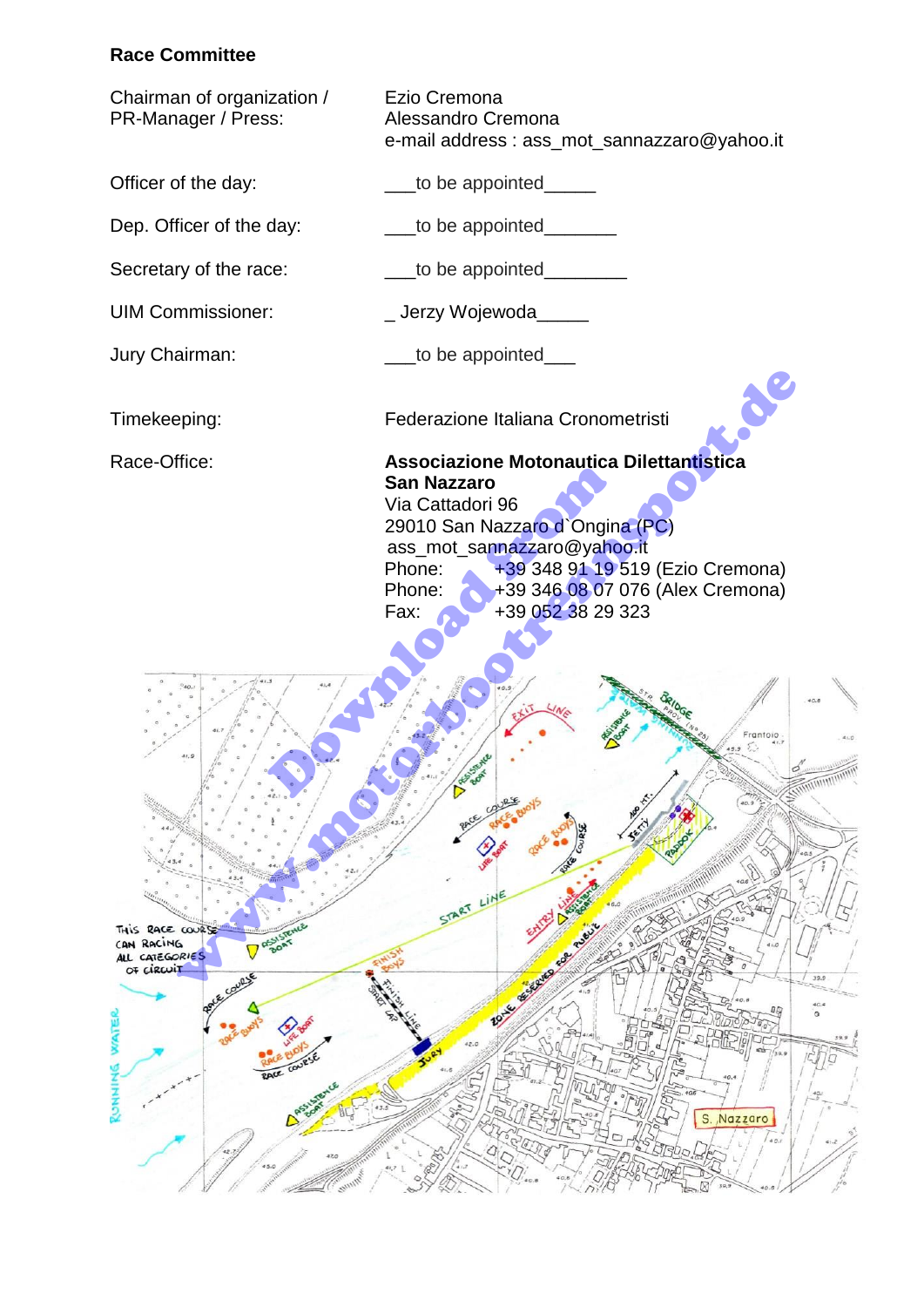**Race Committee**

| | |
|---|---|
| Chairman of organization / PR-Manager / Press: | Ezio Cremona<br>Alessandro Cremona<br>e-mail address : ass_mot_sannazzaro@yahoo.it |
| Officer of the day: | ___to be appointed_____ |
| Dep. Officer of the day: | ___to be appointed_______ |
| Secretary of the race: | ___to be appointed________ |
| UIM Commissioner: | _ Jerzy Wojewoda_____ |
| Jury Chairman: | ___to be appointed___ |
| Timekeeping: | Federazione Italiana Cronometristi |
| Race-Office: | **Associazione Motonautica Dilettantistica San Nazzaro**<br>Via Cattadori 96<br>29010 San Nazzaro d`Ongina (PC)<br>ass_mot_sannazzaro@yahoo.it<br>Phone: +39 348 91 19 519 (Ezio Cremona)<br>Phone: +39 346 08 07 076 (Alex Cremona)<br>Fax: +39 052 38 29 323 |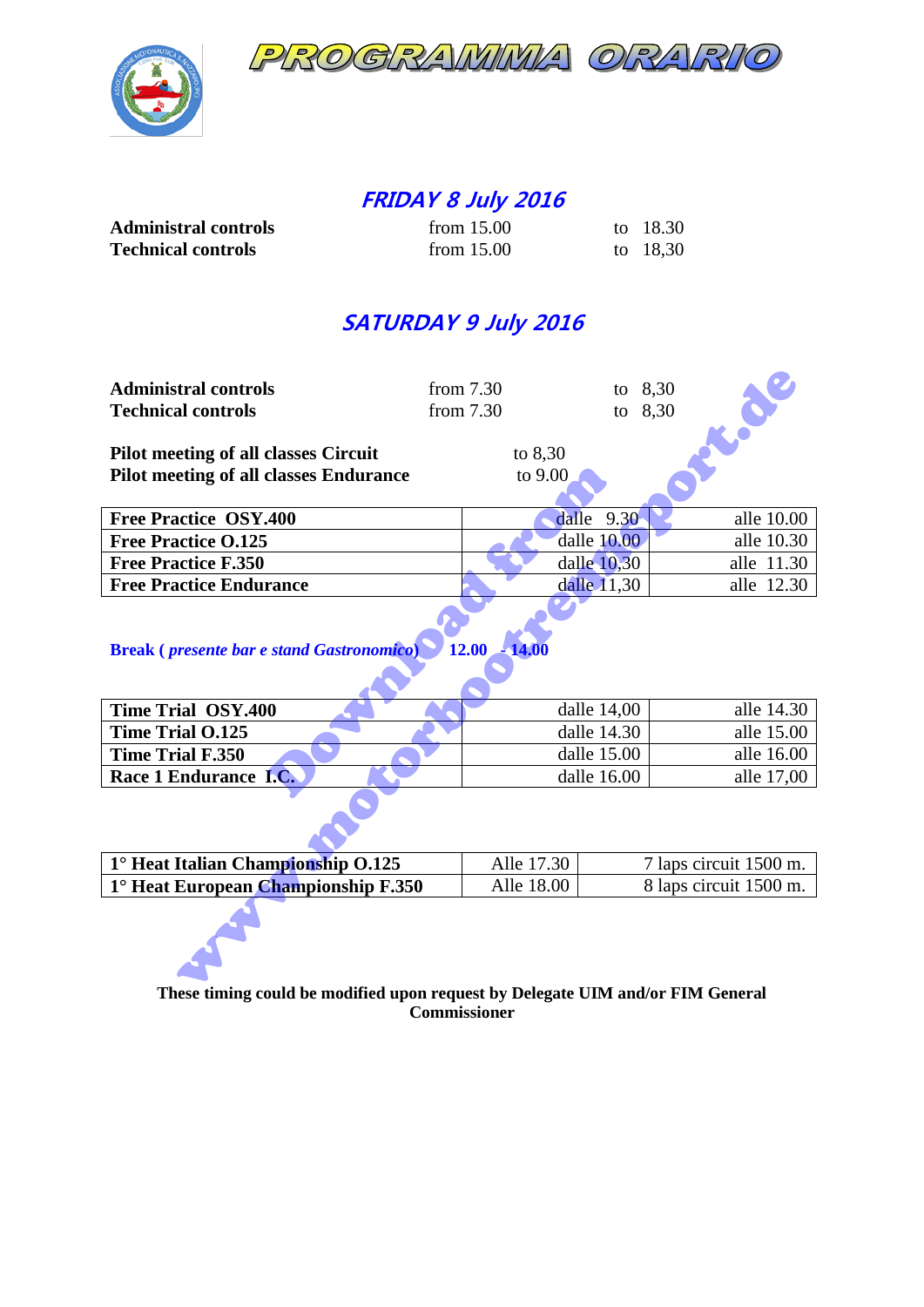# PROGRAMMA ORARIO

## FRIDAY 8 July 2016

| | | |
|---|---|---|
| **Administral controls** | from 15.00 | to 18.30 |
| **Technical controls** | from 15.00 | to 18,30 |

## SATURDAY 9 July 2016

| | | |
|---|---|---|
| **Administral controls** | from 7.30 | to 8,30 |
| **Technical controls** | from 7.30 | to 8,30 |

**Pilot meeting of all classes Circuit** to 8,30
**Pilot meeting of all classes Endurance** to 9.00

| | | |
|---|---|---|
| **Free Practice OSY.400** | dalle 9.30 | alle 10.00 |
| **Free Practice O.125** | dalle 10.00 | alle 10.30 |
| **Free Practice F.350** | dalle 10,30 | alle 11.30 |
| **Free Practice Endurance** | dalle 11,30 | alle 12.30 |

**Break ( *presente bar e stand Gastronomico*) 12.00 - 14.00**

| | | |
|---|---|---|
| **Time Trial OSY.400** | dalle 14,00 | alle 14.30 |
| **Time Trial O.125** | dalle 14.30 | alle 15.00 |
| **Time Trial F.350** | dalle 15.00 | alle 16.00 |
| **Race 1 Endurance I.C.** | dalle 16.00 | alle 17,00 |

| | | |
|---|---|---|
| **1° Heat Italian Championship O.125** | Alle 17.30 | 7 laps circuit 1500 m. |
| **1° Heat European Championship F.350** | Alle 18.00 | 8 laps circuit 1500 m. |

**These timing could be modified upon request by Delegate UIM and/or FIM General Commissioner**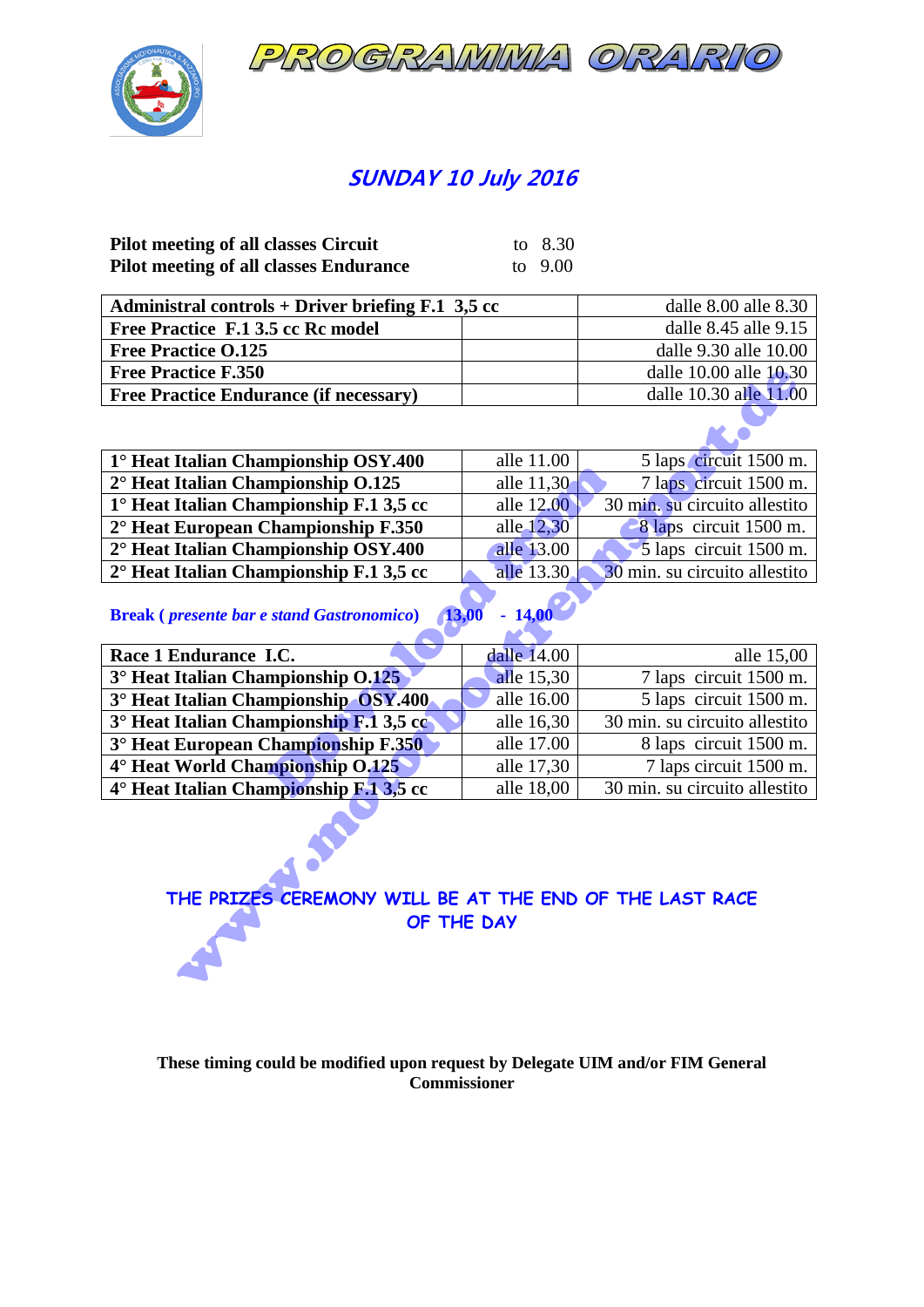# PROGRAMMA ORARIO

## SUNDAY 10 July 2016

**Pilot meeting of all classes Circuit** to 8.30
**Pilot meeting of all classes Endurance** to 9.00

| **Administrative controls + Driver briefing F.1 3,5 cc** | | dalle 8.00 alle 8.30 |
|---|---|---|
| **Free Practice F.1 3.5 cc Rc model** | | dalle 8.45 alle 9.15 |
| **Free Practice O.125** | | dalle 9.30 alle 10.00 |
| **Free Practice F.350** | | dalle 10.00 alle 10.30 |
| **Free Practice Endurance (if necessary)** | | dalle 10.30 alle 11.00 |

| **1° Heat Italian Championship OSY.400** | alle 11.00 | 5 laps circuit 1500 m. |
|---|---|---|
| **2° Heat Italian Championship O.125** | alle 11,30 | 7 laps circuit 1500 m. |
| **1° Heat Italian Championship F.1 3,5 cc** | alle 12.00 | 30 min. su circuito allestito |
| **2° Heat European Championship F.350** | alle 12,30 | 8 laps circuit 1500 m. |
| **2° Heat Italian Championship OSY.400** | alle 13.00 | 5 laps circuit 1500 m. |
| **2° Heat Italian Championship F.1 3,5 cc** | alle 13.30 | 30 min. su circuito allestito |

**Break (** ***presente bar e stand Gastronomico*****)** **13,00 - 14,00**

| **Race 1 Endurance I.C.** | dalle 14.00 | alle 15,00 |
|---|---|---|
| **3° Heat Italian Championship O.125** | alle 15,30 | 7 laps circuit 1500 m. |
| **3° Heat Italian Championship OSY.400** | alle 16.00 | 5 laps circuit 1500 m. |
| **3° Heat Italian Championship F.1 3,5 cc** | alle 16,30 | 30 min. su circuito allestito |
| **3° Heat European Championship F.350** | alle 17.00 | 8 laps circuit 1500 m. |
| **4° Heat World Championship O.125** | alle 17,30 | 7 laps circuit 1500 m. |
| **4° Heat Italian Championship F.1 3,5 cc** | alle 18,00 | 30 min. su circuito allestito |

**THE PRIZES CEREMONY WILL BE AT THE END OF THE LAST RACE OF THE DAY**

**These timing could be modified upon request by Delegate UIM and/or FIM General Commissioner**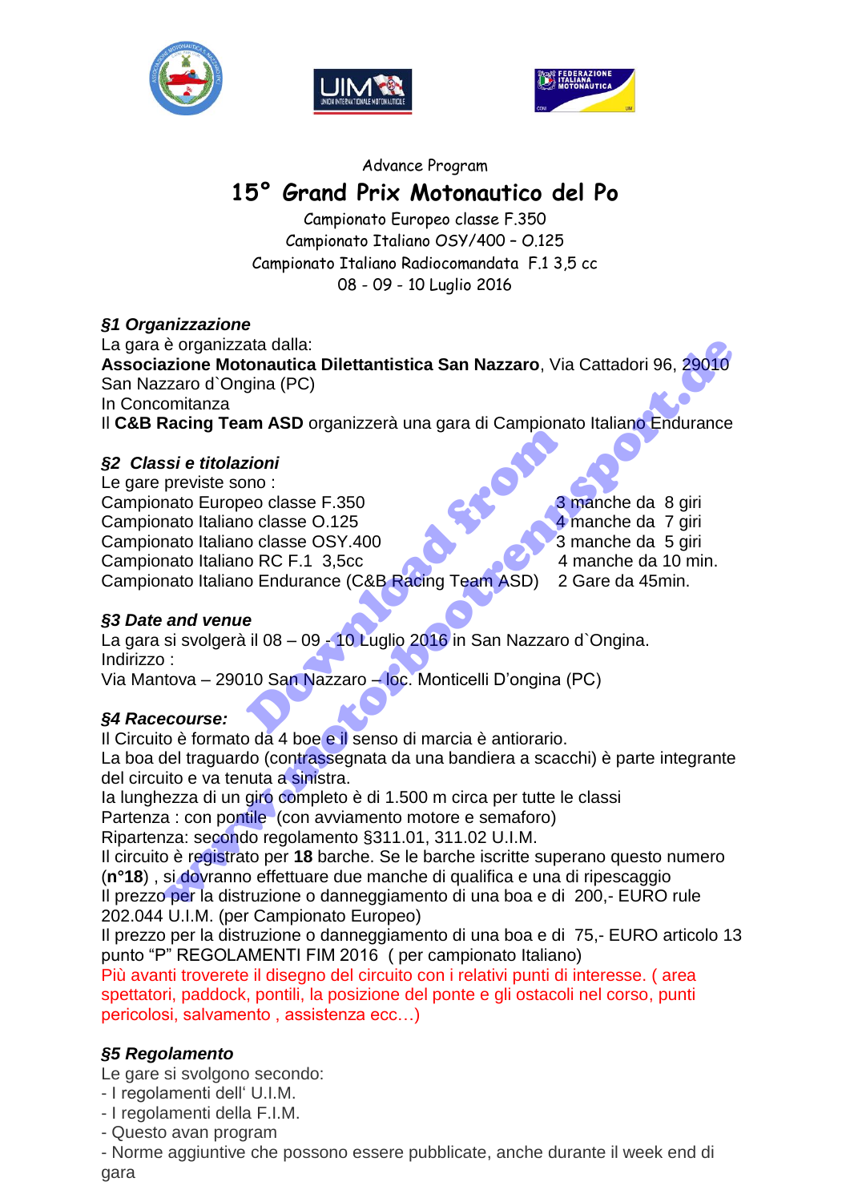Advance Program

# 15° Grand Prix Motonautico del Po

Campionato Europeo classe F.350
Campionato Italiano OSY/400 – O.125
Campionato Italiano Radiocomandata F.1 3,5 cc
08 - 09 - 10 Luglio 2016

### *§1 Organizzazione*

La gara è organizzata dalla:
**Associazione Motonautica Dilettantistica San Nazzaro**, Via Cattadori 96, 29010 San Nazzaro d`Ongina (PC)
In Concomitanza
Il **C&B Racing Team ASD** organizzerà una gara di Campionato Italiano Endurance

### *§2 Classi e titolazioni*

Le gare previste sono :

| | |
|---|---|
| Campionato Europeo classe F.350 | 3 manche da 8 giri |
| Campionato Italiano classe O.125 | 4 manche da 7 giri |
| Campionato Italiano classe OSY.400 | 3 manche da 5 giri |
| Campionato Italiano RC F.1 3,5cc | 4 manche da 10 min. |
| Campionato Italiano Endurance (C&B Racing Team ASD) | 2 Gare da 45min. |

### *§3 Date and venue*

La gara si svolgerà il 08 – 09 - 10 Luglio 2016 in San Nazzaro d`Ongina.
Indirizzo :
Via Mantova – 29010 San Nazzaro – loc. Monticelli D'ongina (PC)

### *§4 Racecourse:*

Il Circuito è formato da 4 boe e il senso di marcia è antiorario.
La boa del traguardo (contrassegnata da una bandiera a scacchi) è parte integrante del circuito e va tenuta a sinistra.
la lunghezza di un giro completo è di 1.500 m circa per tutte le classi
Partenza : con pontile (con avviamento motore e semaforo)
Ripartenza: secondo regolamento §311.01, 311.02 U.I.M.
Il circuito è registrato per **18** barche. Se le barche iscritte superano questo numero (**n°18**) , si dovranno effettuare due manche di qualifica e una di ripescaggio
Il prezzo per la distruzione o danneggiamento di una boa e di 200,- EURO rule 202.044 U.I.M. (per Campionato Europeo)
Il prezzo per la distruzione o danneggiamento di una boa e di 75,- EURO articolo 13 punto "P" REGOLAMENTI FIM 2016 ( per campionato Italiano)
Più avanti troverete il disegno del circuito con i relativi punti di interesse. ( area spettatori, paddock, pontili, la posizione del ponte e gli ostacoli nel corso, punti pericolosi, salvamento , assistenza ecc…)

### *§5 Regolamento*

Le gare si svolgono secondo:
- I regolamenti dell' U.I.M.
- I regolamenti della F.I.M.
- Questo avan program
- Norme aggiuntive che possono essere pubblicate, anche durante il week end di gara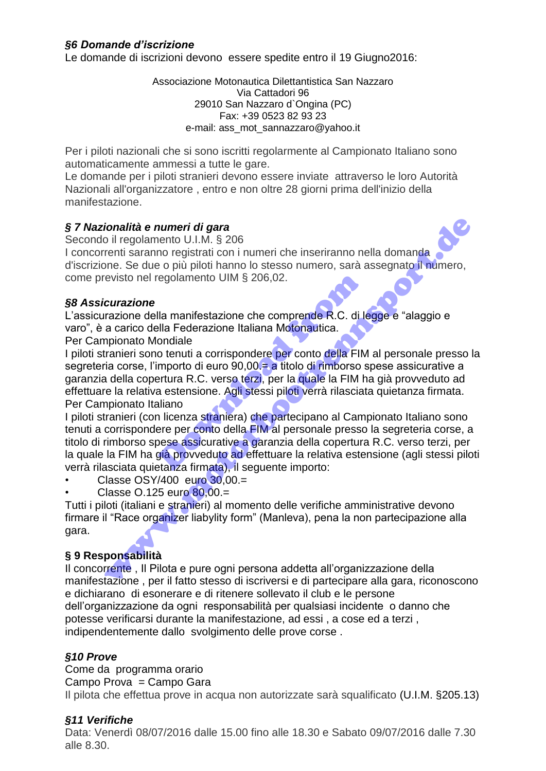### *§6 Domande d'iscrizione*

Le domande di iscrizioni devono essere spedite entro il 19 Giugno2016:

Associazione Motonautica Dilettantistica San Nazzaro
Via Cattadori 96
29010 San Nazzaro d`Ongina (PC)
Fax: +39 0523 82 93 23
e-mail: ass_mot_sannazzaro@yahoo.it

Per i piloti nazionali che si sono iscritti regolarmente al Campionato Italiano sono automaticamente ammessi a tutte le gare.
Le domande per i piloti stranieri devono essere inviate attraverso le loro Autorità Nazionali all'organizzatore , entro e non oltre 28 giorni prima dell'inizio della manifestazione.

### *§ 7 Nazionalità e numeri di gara*

Secondo il regolamento U.I.M. § 206
I concorrenti saranno registrati con i numeri che inseriranno nella domanda d'iscrizione. Se due o più piloti hanno lo stesso numero, sarà assegnato il numero, come previsto nel regolamento UIM § 206,02.

### *§8 Assicurazione*

L'assicurazione della manifestazione che comprende R.C. di legge e "alaggio e varo", è a carico della Federazione Italiana Motonautica.
Per Campionato Mondiale
I piloti stranieri sono tenuti a corrispondere per conto della FIM al personale presso la segreteria corse, l'importo di euro 90,00.= a titolo di rimborso spese assicurative a garanzia della copertura R.C. verso terzi, per la quale la FIM ha già provveduto ad effettuare la relativa estensione. Agli stessi piloti verrà rilasciata quietanza firmata.
Per Campionato Italiano
I piloti stranieri (con licenza straniera) che partecipano al Campionato Italiano sono tenuti a corrispondere per conto della FIM al personale presso la segreteria corse, a titolo di rimborso spese assicurative a garanzia della copertura R.C. verso terzi, per la quale la FIM ha già provveduto ad effettuare la relativa estensione (agli stessi piloti verrà rilasciata quietanza firmata), il seguente importo:

- Classe OSY/400 euro 30,00.=
- Classe O.125 euro 80,00.=

Tutti i piloti (italiani e stranieri) al momento delle verifiche amministrative devono firmare il "Race organizer liabylity form" (Manleva), pena la non partecipazione alla gara.

### **§ 9 Responsabilità**

Il concorrente , Il Pilota e pure ogni persona addetta all'organizzazione della manifestazione , per il fatto stesso di iscriversi e di partecipare alla gara, riconoscono e dichiarano di esonerare e di ritenere sollevato il club e le persone dell'organizzazione da ogni responsabilità per qualsiasi incidente o danno che potesse verificarsi durante la manifestazione, ad essi , a cose ed a terzi , indipendentemente dallo svolgimento delle prove corse .

### *§10 Prove*

Come da programma orario
Campo Prova = Campo Gara
Il pilota che effettua prove in acqua non autorizzate sarà squalificato (U.I.M. §205.13)

### *§11 Verifiche*

Data: Venerdì 08/07/2016 dalle 15.00 fino alle 18.30 e Sabato 09/07/2016 dalle 7.30 alle 8.30.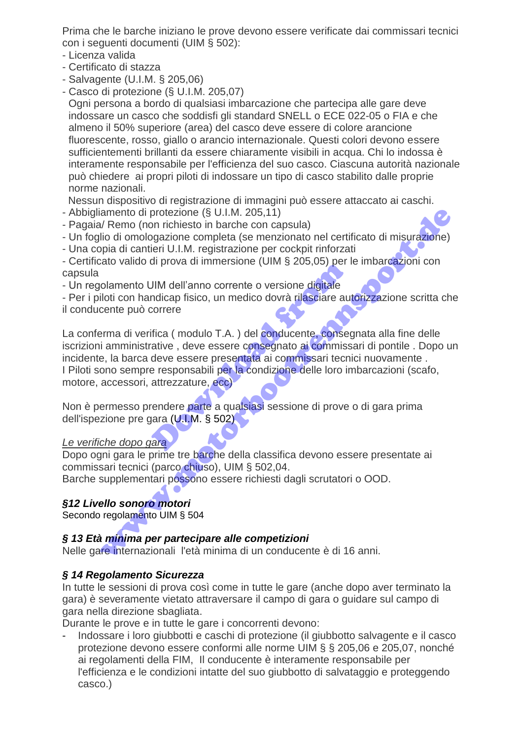Prima che le barche iniziano le prove devono essere verificate dai commissari tecnici con i seguenti documenti (UIM § 502):

- Licenza valida
- Certificato di stazza
- Salvagente (U.I.M. § 205,06)
- Casco di protezione (§ U.I.M. 205,07)

  Ogni persona a bordo di qualsiasi imbarcazione che partecipa alle gare deve indossare un casco che soddisfi gli standard SNELL o ECE 022-05 o FIA e che almeno il 50% superiore (area) del casco deve essere di colore arancione fluorescente, rosso, giallo o arancio internazionale. Questi colori devono essere sufficientementi brillanti da essere chiaramente visibili in acqua. Chi lo indossa è interamente responsabile per l'efficienza del suo casco. Ciascuna autorità nazionale può chiedere ai propri piloti di indossare un tipo di casco stabilito dalle proprie norme nazionali.

  Nessun dispositivo di registrazione di immagini può essere attaccato ai caschi.
- Abbigliamento di protezione (§ U.I.M. 205,11)
- Pagaia/ Remo (non richiesto in barche con capsula)
- Un foglio di omologazione completa (se menzionato nel certificato di misurazione)
- Una copia di cantieri U.I.M. registrazione per cockpit rinforzati
- Certificato valido di prova di immersione (UIM § 205,05) per le imbarcazioni con capsula
- Un regolamento UIM dell'anno corrente o versione digitale
- Per i piloti con handicap fisico, un medico dovrà rilasciare autorizzazione scritta che il conducente può correre

La conferma di verifica ( modulo T.A. ) del conducente, consegnata alla fine delle iscrizioni amministrative , deve essere consegnato ai commissari di pontile . Dopo un incidente, la barca deve essere presentata ai commissari tecnici nuovamente .
I Piloti sono sempre responsabili per la condizione delle loro imbarcazioni (scafo, motore, accessori, attrezzature, ecc)

Non è permesso prendere parte a qualsiasi sessione di prove o di gara prima dell'ispezione pre gara (U.I.M. § 502)

*Le verifiche dopo gara*
Dopo ogni gara le prime tre barche della classifica devono essere presentate ai commissari tecnici (parco chiuso), UIM § 502,04.
Barche supplementari possono essere richiesti dagli scrutatori o OOD.

### *§12 Livello sonoro motori*

Secondo regolamento UIM § 504

### *§ 13 Età minima per partecipare alle competizioni*

Nelle gare internazionali l'età minima di un conducente è di 16 anni.

### *§ 14 Regolamento Sicurezza*

In tutte le sessioni di prova così come in tutte le gare (anche dopo aver terminato la gara) è severamente vietato attraversare il campo di gara o guidare sul campo di gara nella direzione sbagliata.
Durante le prove e in tutte le gare i concorrenti devono:

- Indossare i loro giubbotti e caschi di protezione (il giubbotto salvagente e il casco protezione devono essere conformi alle norme UIM § § 205,06 e 205,07, nonché ai regolamenti della FIM, Il conducente è interamente responsabile per l'efficienza e le condizioni intatte del suo giubbotto di salvataggio e proteggendo casco.)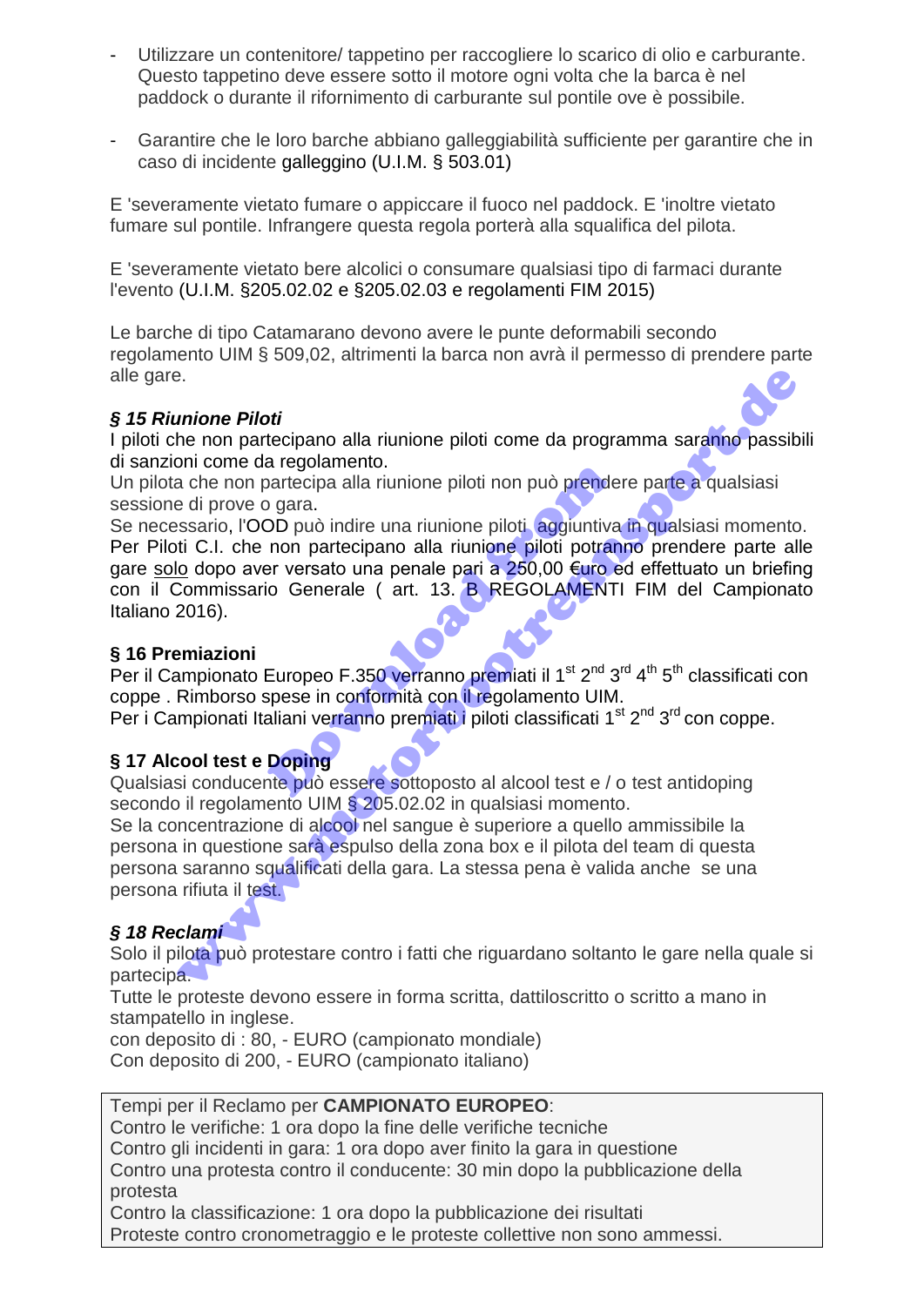- Utilizzare un contenitore/ tappetino per raccogliere lo scarico di olio e carburante. Questo tappetino deve essere sotto il motore ogni volta che la barca è nel paddock o durante il rifornimento di carburante sul pontile ove è possibile.

- Garantire che le loro barche abbiano galleggiabilità sufficiente per garantire che in caso di incidente galleggino (U.I.M. § 503.01)

E 'severamente vietato fumare o appiccare il fuoco nel paddock. E 'inoltre vietato fumare sul pontile. Infrangere questa regola porterà alla squalifica del pilota.

E 'severamente vietato bere alcolici o consumare qualsiasi tipo di farmaci durante l'evento (U.I.M. §205.02.02 e §205.02.03 e regolamenti FIM 2015)

Le barche di tipo Catamarano devono avere le punte deformabili secondo regolamento UIM § 509,02, altrimenti la barca non avrà il permesso di prendere parte alle gare.

### *§ 15 Riunione Piloti*

I piloti che non partecipano alla riunione piloti come da programma saranno passibili di sanzioni come da regolamento.
Un pilota che non partecipa alla riunione piloti non può prendere parte a qualsiasi sessione di prove o gara.
Se necessario, l'OOD può indire una riunione piloti aggiuntiva in qualsiasi momento.
Per Piloti C.I. che non partecipano alla riunione piloti potranno prendere parte alle gare solo dopo aver versato una penale pari a 250,00 €uro ed effettuato un briefing con il Commissario Generale ( art. 13. B REGOLAMENTI FIM del Campionato Italiano 2016).

### § 16 Premiazioni

Per il Campionato Europeo F.350 verranno premiati il 1st 2nd 3rd 4th 5th classificati con coppe . Rimborso spese in conformità con il regolamento UIM.
Per i Campionati Italiani verranno premiati i piloti classificati 1st 2nd 3rd con coppe.

### § 17 Alcool test e Doping

Qualsiasi conducente può essere sottoposto al alcool test e / o test antidoping secondo il regolamento UIM § 205.02.02 in qualsiasi momento.
Se la concentrazione di alcool nel sangue è superiore a quello ammissibile la persona in questione sarà espulso della zona box e il pilota del team di questa persona saranno squalificati della gara. La stessa pena è valida anche se una persona rifiuta il test.

### *§ 18 Reclami*

Solo il pilota può protestare contro i fatti che riguardano soltanto le gare nella quale si partecipa.
Tutte le proteste devono essere in forma scritta, dattiloscritto o scritto a mano in stampatello in inglese.
con deposito di : 80, - EURO (campionato mondiale)
Con deposito di 200, - EURO (campionato italiano)

Tempi per il Reclamo per **CAMPIONATO EUROPEO**:
Contro le verifiche: 1 ora dopo la fine delle verifiche tecniche
Contro gli incidenti in gara: 1 ora dopo aver finito la gara in questione
Contro una protesta contro il conducente: 30 min dopo la pubblicazione della protesta
Contro la classificazione: 1 ora dopo la pubblicazione dei risultati
Proteste contro cronometraggio e le proteste collettive non sono ammessi.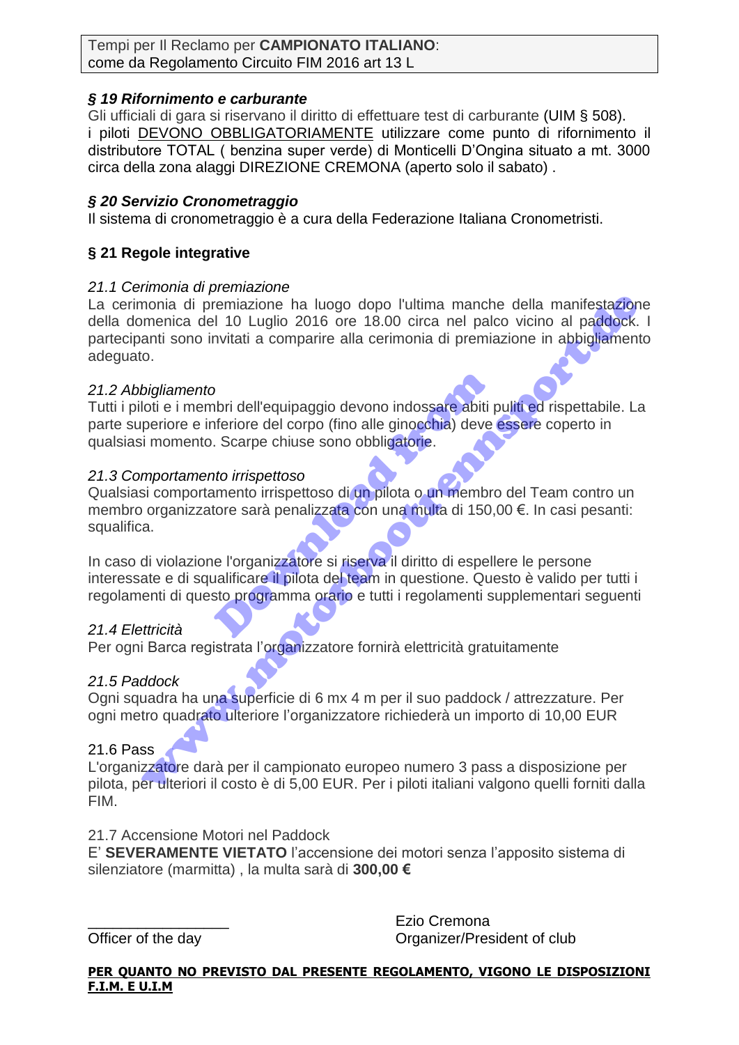Tempi per Il Reclamo per **CAMPIONATO ITALIANO**:
come da Regolamento Circuito FIM 2016 art 13 L

### *§ 19 Rifornimento e carburante*

Gli ufficiali di gara si riservano il diritto di effettuare test di carburante (UIM § 508).
i piloti DEVONO OBBLIGATORIAMENTE utilizzare come punto di rifornimento il distributore TOTAL ( benzina super verde) di Monticelli D'Ongina situato a mt. 3000 circa della zona alaggi DIREZIONE CREMONA (aperto solo il sabato) .

### *§ 20 Servizio Cronometraggio*

Il sistema di cronometraggio è a cura della Federazione Italiana Cronometristi.

### § 21 Regole integrative

*21.1 Cerimonia di premiazione*

La cerimonia di premiazione ha luogo dopo l'ultima manche della manifestazione della domenica del 10 Luglio 2016 ore 18.00 circa nel palco vicino al paddock. I partecipanti sono invitati a comparire alla cerimonia di premiazione in abbigliamento adeguato.

*21.2 Abbigliamento*

Tutti i piloti e i membri dell'equipaggio devono indossare abiti puliti ed rispettabile. La parte superiore e inferiore del corpo (fino alle ginocchia) deve essere coperto in qualsiasi momento. Scarpe chiuse sono obbligatorie.

*21.3 Comportamento irrispettoso*

Qualsiasi comportamento irrispettoso di un pilota o un membro del Team contro un membro organizzatore sarà penalizzata con una multa di 150,00 €. In casi pesanti: squalifica.

In caso di violazione l'organizzatore si riserva il diritto di espellere le persone interessate e di squalificare il pilota del team in questione. Questo è valido per tutti i regolamenti di questo programma orario e tutti i regolamenti supplementari seguenti

*21.4 Elettricità*

Per ogni Barca registrata l'organizzatore fornirà elettricità gratuitamente

*21.5 Paddock*

Ogni squadra ha una superficie di 6 mx 4 m per il suo paddock / attrezzature. Per ogni metro quadrato ulteriore l'organizzatore richiederà un importo di 10,00 EUR

21.6 Pass

L'organizzatore darà per il campionato europeo numero 3 pass a disposizione per pilota, per ulteriori il costo è di 5,00 EUR. Per i piloti italiani valgono quelli forniti dalla FIM.

21.7 Accensione Motori nel Paddock

E' **SEVERAMENTE VIETATO** l'accensione dei motori senza l'apposito sistema di silenziatore (marmitta) , la multa sarà di **300,00 €**

\_\_\_\_\_\_\_\_\_\_\_\_\_\_\_\_\_\_
Officer of the day

Ezio Cremona
Organizer/President of club

**PER QUANTO NO PREVISTO DAL PRESENTE REGOLAMENTO, VIGONO LE DISPOSIZIONI F.I.M. E U.I.M**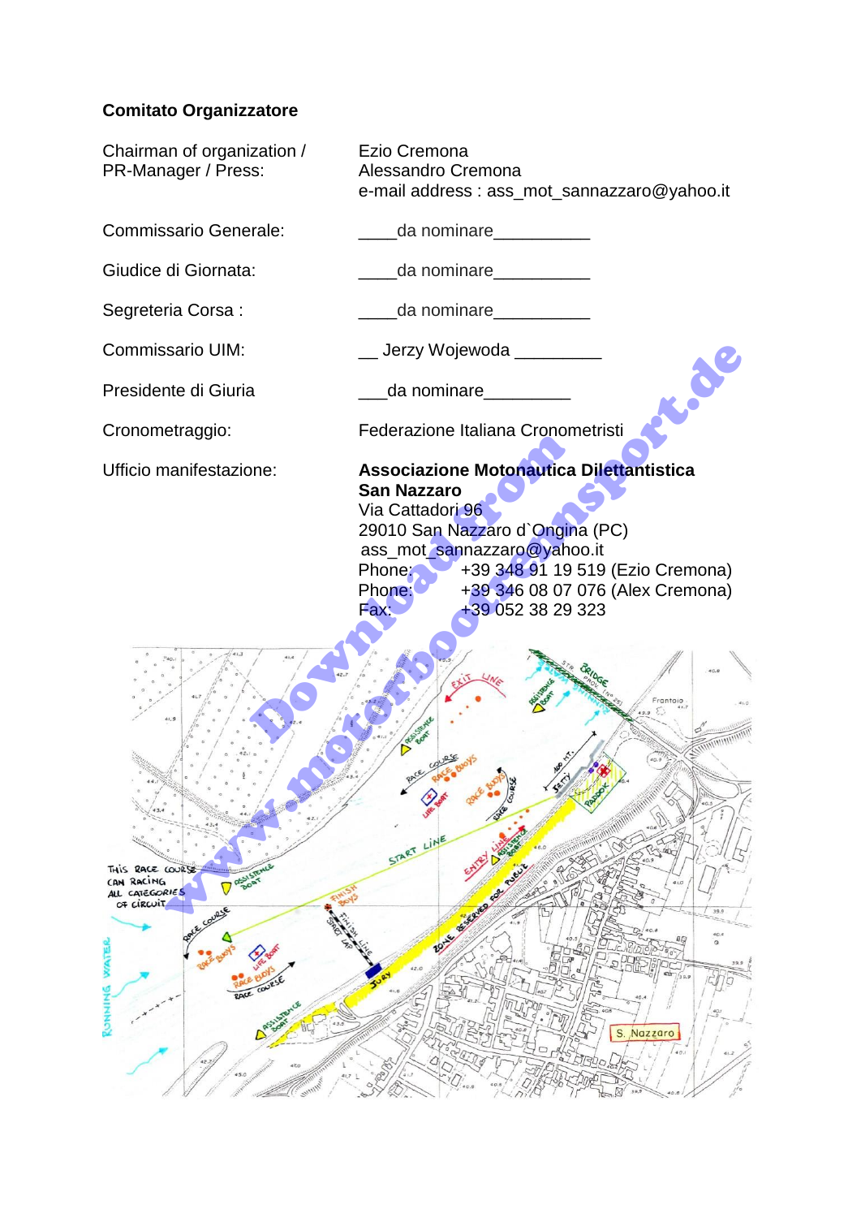**Comitato Organizzatore**

| | |
|---|---|
| Chairman of organization / PR-Manager / Press: | Ezio Cremona<br>Alessandro Cremona<br>e-mail address : ass_mot_sannazzaro@yahoo.it |
| Commissario Generale: | ____da nominare__________ |
| Giudice di Giornata: | ____da nominare__________ |
| Segreteria Corsa : | ____da nominare__________ |
| Commissario UIM: | __ Jerzy Wojewoda _________ |
| Presidente di Giuria | ___da nominare_________ |
| Cronometraggio: | Federazione Italiana Cronometristi |
| Ufficio manifestazione: | **Associazione Motonautica Dilettantistica San Nazzaro**<br>Via Cattadori 96<br>29010 San Nazzaro d`Ongina (PC)<br>ass_mot_sannazzaro@yahoo.it<br>Phone: +39 348 91 19 519 (Ezio Cremona)<br>Phone: +39 346 08 07 076 (Alex Cremona)<br>Fax: +39 052 38 29 323 |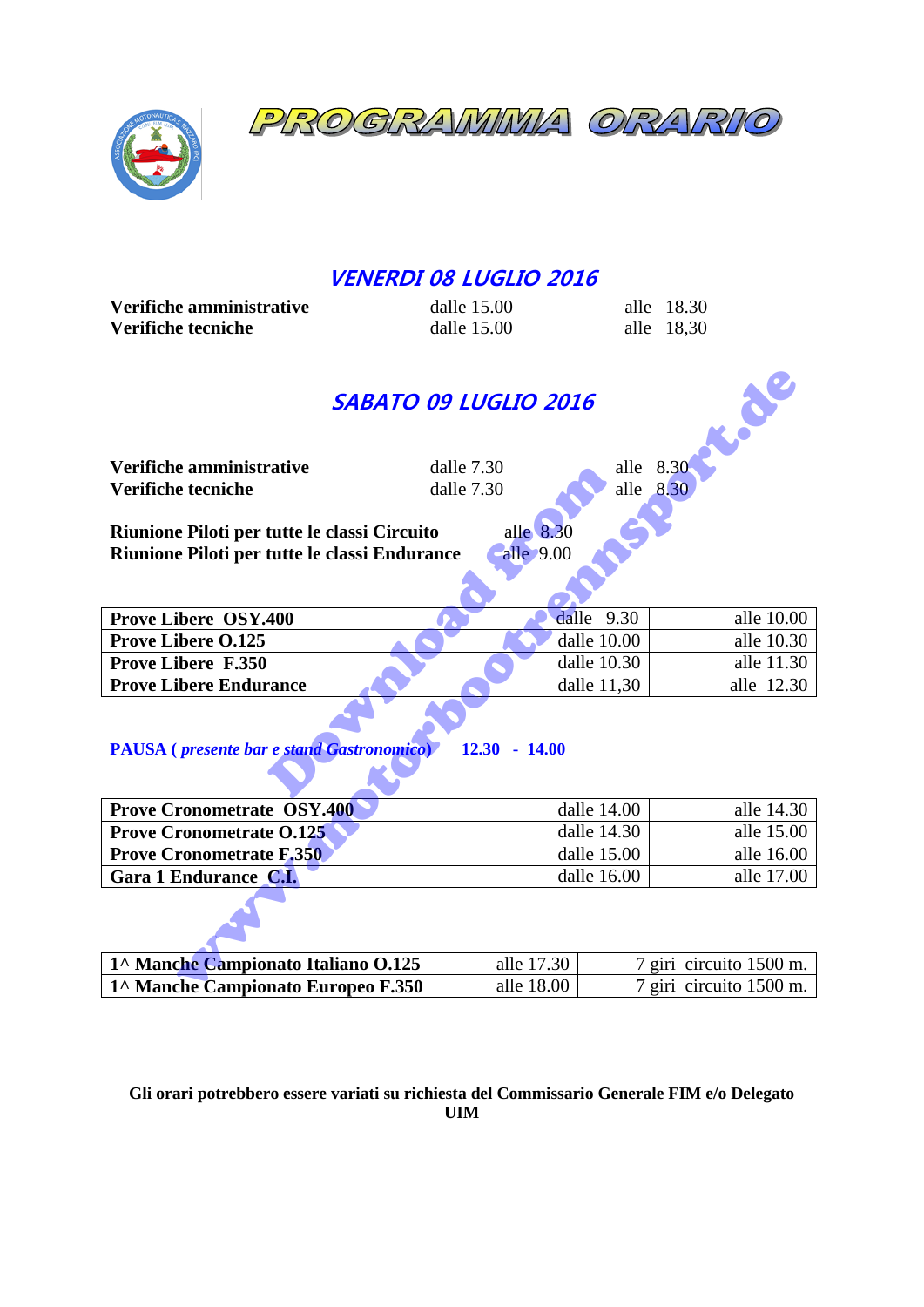# PROGRAMMA ORARIO

## *VENERDI 08 LUGLIO 2016*

| | | |
|---|---|---|
| **Verifiche amministrative** | dalle 15.00 | alle 18.30 |
| **Verifiche tecniche** | dalle 15.00 | alle 18,30 |

## *SABATO 09 LUGLIO 2016*

| | | |
|---|---|---|
| **Verifiche amministrative** | dalle 7.30 | alle 8.30 |
| **Verifiche tecniche** | dalle 7.30 | alle 8.30 |

**Riunione Piloti per tutte le classi Circuito** alle 8.30
**Riunione Piloti per tutte le classi Endurance** alle 9.00

| | | |
|---|---|---|
| **Prove Libere OSY.400** | dalle 9.30 | alle 10.00 |
| **Prove Libere O.125** | dalle 10.00 | alle 10.30 |
| **Prove Libere F.350** | dalle 10.30 | alle 11.30 |
| **Prove Libere Endurance** | dalle 11,30 | alle 12.30 |

**PAUSA (** ***presente bar e stand Gastronomico*****)** **12.30 - 14.00**

| | | |
|---|---|---|
| **Prove Cronometrate OSY.400** | dalle 14.00 | alle 14.30 |
| **Prove Cronometrate O.125** | dalle 14.30 | alle 15.00 |
| **Prove Cronometrate F.350** | dalle 15.00 | alle 16.00 |
| **Gara 1 Endurance C.I.** | dalle 16.00 | alle 17.00 |

| | | |
|---|---|---|
| **1^ Manche Campionato Italiano O.125** | alle 17.30 | 7 giri circuito 1500 m. |
| **1^ Manche Campionato Europeo F.350** | alle 18.00 | 7 giri circuito 1500 m. |

**Gli orari potrebbero essere variati su richiesta del Commissario Generale FIM e/o Delegato UIM**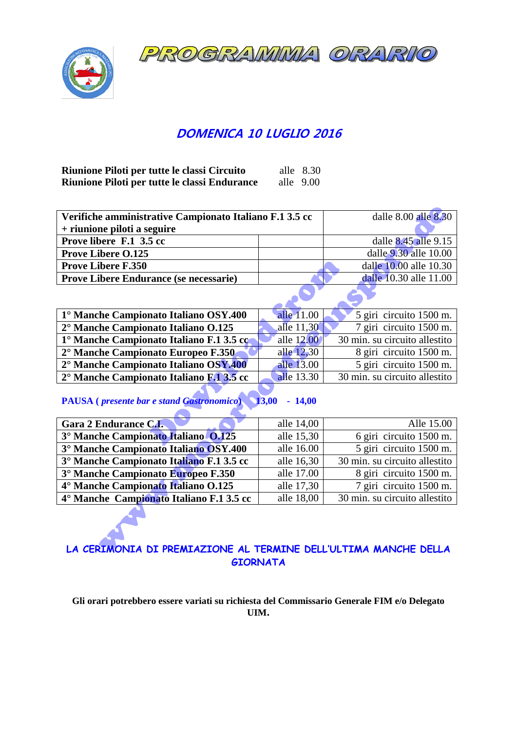# PROGRAMMA ORARIO

## DOMENICA 10 LUGLIO 2016

**Riunione Piloti per tutte le classi Circuito** alle 8.30
**Riunione Piloti per tutte le classi Endurance** alle 9.00

| | | |
|---|---|---|
| **Verifiche amministrative Campionato Italiano F.1 3.5 cc + riunione piloti a seguire** | | dalle 8.00 alle 8.30 |
| **Prove libere F.1 3.5 cc** | | dalle 8.45 alle 9.15 |
| **Prove Libere O.125** | | dalle 9.30 alle 10.00 |
| **Prove Libere F.350** | | dalle 10.00 alle 10.30 |
| **Prove Libere Endurance (se necessarie)** | | dalle 10.30 alle 11.00 |

| | | |
|---|---|---|
| **1° Manche Campionato Italiano OSY.400** | alle 11.00 | 5 giri circuito 1500 m. |
| **2° Manche Campionato Italiano O.125** | alle 11,30 | 7 giri circuito 1500 m. |
| **1° Manche Campionato Italiano F.1 3.5 cc** | alle 12.00 | 30 min. su circuito allestito |
| **2° Manche Campionato Europeo F.350** | alle 12,30 | 8 giri circuito 1500 m. |
| **2° Manche Campionato Italiano OSY.400** | alle 13.00 | 5 giri circuito 1500 m. |
| **2° Manche Campionato Italiano F.1 3.5 cc** | alle 13.30 | 30 min. su circuito allestito |

**PAUSA (*presente bar e stand Gastronomico*) 13,00 - 14,00**

| | | |
|---|---|---|
| **Gara 2 Endurance C.I.** | alle 14,00 | Alle 15.00 |
| **3° Manche Campionato Italiano O.125** | alle 15,30 | 6 giri circuito 1500 m. |
| **3° Manche Campionato Italiano OSY.400** | alle 16.00 | 5 giri circuito 1500 m. |
| **3° Manche Campionato Italiano F.1 3.5 cc** | alle 16,30 | 30 min. su circuito allestito |
| **3° Manche Campionato Europeo F.350** | alle 17.00 | 8 giri circuito 1500 m. |
| **4° Manche Campionato Italiano O.125** | alle 17,30 | 7 giri circuito 1500 m. |
| **4° Manche Campionato Italiano F.1 3.5 cc** | alle 18,00 | 30 min. su circuito allestito |

**LA CERIMONIA DI PREMIAZIONE AL TERMINE DELL'ULTIMA MANCHE DELLA GIORNATA**

**Gli orari potrebbero essere variati su richiesta del Commissario Generale FIM e/o Delegato UIM.**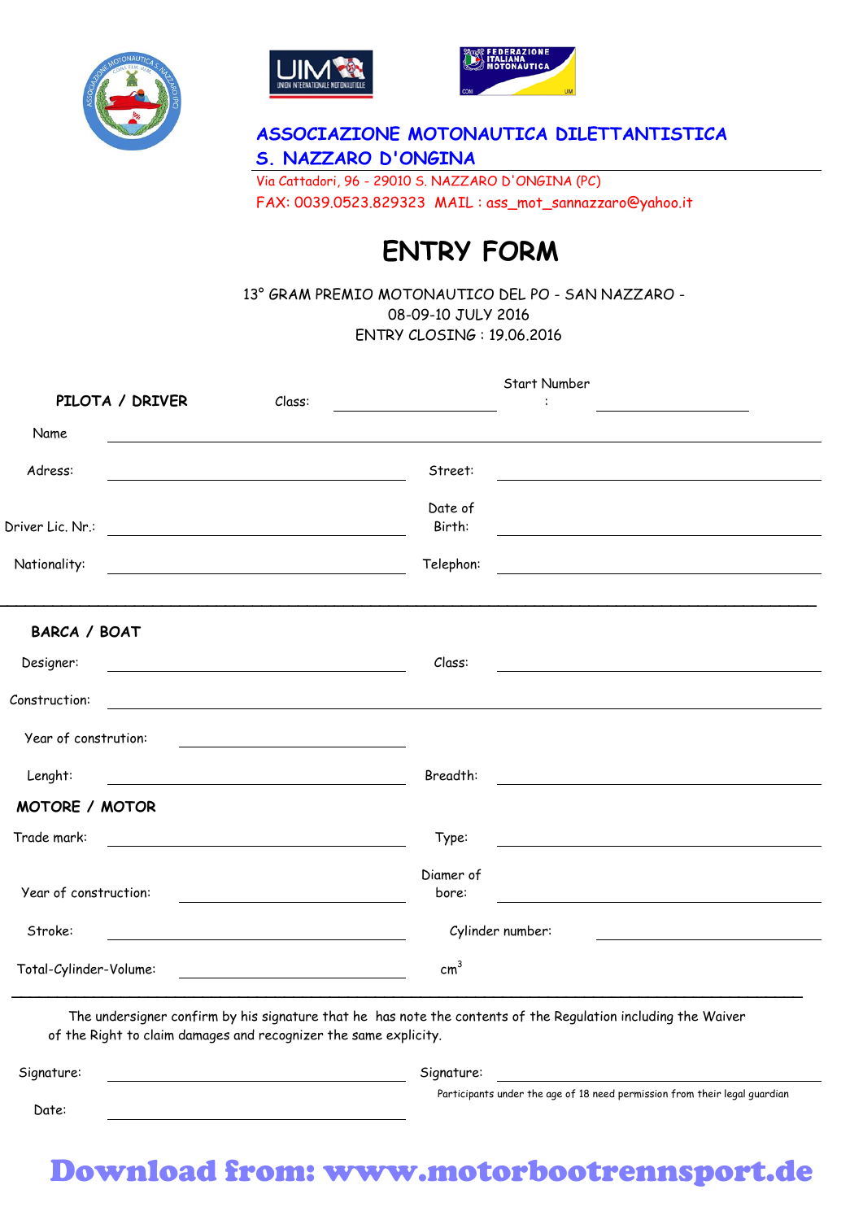**ASSOCIAZIONE MOTONAUTICA DILETTANTISTICA**
**S. NAZZARO D'ONGINA**

Via Cattadori, 96 - 29010 S. NAZZARO D'ONGINA (PC)
FAX: 0039.0523.829323 MAIL : ass_mot_sannazzaro@yahoo.it

# ENTRY FORM

13° GRAM PREMIO MOTONAUTICO DEL PO - SAN NAZZARO -
08-09-10 JULY 2016
ENTRY CLOSING : 19.06.2016

**PILOTA / DRIVER** Class: ____________ Start Number : ____________

Name ____________

Adress: ____________ Street: ____________

Driver Lic. Nr.: ____________ Date of Birth: ____________

Nationality: ____________ Telephon: ____________

---

**BARCA / BOAT**

Designer: ____________ Class: ____________

Construction: ____________

Year of constrution: ____________

Lenght: ____________ Breadth: ____________

**MOTORE / MOTOR**

Trade mark: ____________ Type: ____________

Year of construction: ____________ Diamer of bore: ____________

Stroke: ____________ Cylinder number: ____________

Total-Cylinder-Volume: ____________ $cm^3$

---

The undersigner confirm by his signature that he has note the contents of the Regulation including the Waiver of the Right to claim damages and recognizer the same explicity.

Signature: ____________ Signature: ____________

Participants under the age of 18 need permission from their legal guardian

Date: ____________

**Download from: www.motorbootrennsport.de**